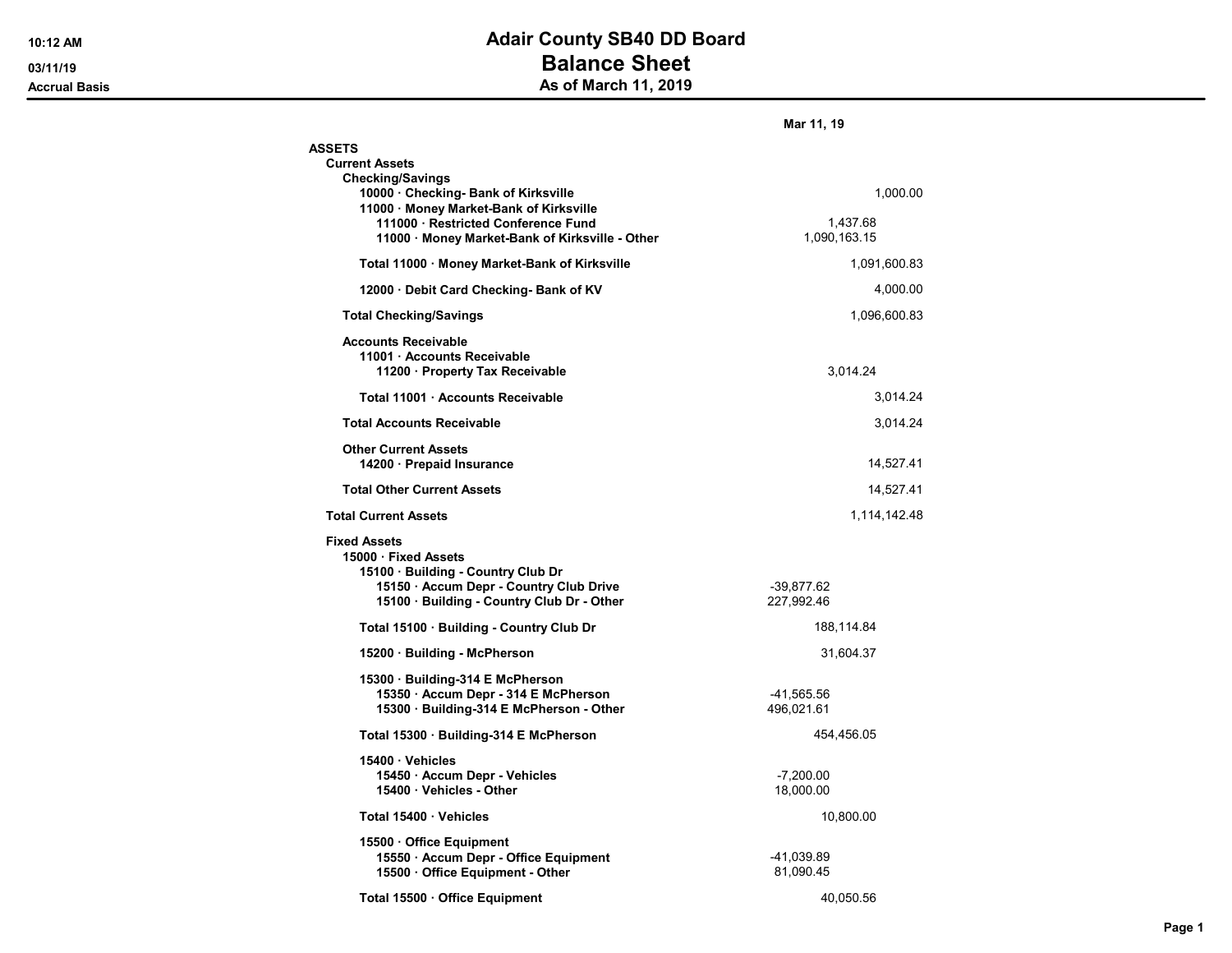# Adair County SB40 DD Board

## Balance Sheet

### As of March 11, 2019

10:12 AM
03/11/19
Accrual Basis

| | | Mar 11, 19 |
|---|---|---|
| **ASSETS** | | |
| **Current Assets** | | |
| **Checking/Savings** | | |
| **10000 · Checking- Bank of Kirksville** | | 1,000.00 |
| **11000 · Money Market-Bank of Kirksville** | | |
| **111000 · Restricted Conference Fund** | 1,437.68 | |
| **11000 · Money Market-Bank of Kirksville - Other** | 1,090,163.15 | |
| **Total 11000 · Money Market-Bank of Kirksville** | | 1,091,600.83 |
| **12000 · Debit Card Checking- Bank of KV** | | 4,000.00 |
| **Total Checking/Savings** | | 1,096,600.83 |
| **Accounts Receivable** | | |
| **11001 · Accounts Receivable** | | |
| **11200 · Property Tax Receivable** | 3,014.24 | |
| **Total 11001 · Accounts Receivable** | | 3,014.24 |
| **Total Accounts Receivable** | | 3,014.24 |
| **Other Current Assets** | | |
| **14200 · Prepaid Insurance** | | 14,527.41 |
| **Total Other Current Assets** | | 14,527.41 |
| **Total Current Assets** | | 1,114,142.48 |
| **Fixed Assets** | | |
| **15000 · Fixed Assets** | | |
| **15100 · Building - Country Club Dr** | | |
| **15150 · Accum Depr - Country Club Drive** | -39,877.62 | |
| **15100 · Building - Country Club Dr - Other** | 227,992.46 | |
| **Total 15100 · Building - Country Club Dr** | 188,114.84 | |
| **15200 · Building - McPherson** | 31,604.37 | |
| **15300 · Building-314 E McPherson** | | |
| **15350 · Accum Depr - 314 E McPherson** | -41,565.56 | |
| **15300 · Building-314 E McPherson - Other** | 496,021.61 | |
| **Total 15300 · Building-314 E McPherson** | 454,456.05 | |
| **15400 · Vehicles** | | |
| **15450 · Accum Depr - Vehicles** | -7,200.00 | |
| **15400 · Vehicles - Other** | 18,000.00 | |
| **Total 15400 · Vehicles** | 10,800.00 | |
| **15500 · Office Equipment** | | |
| **15550 · Accum Depr - Office Equipment** | -41,039.89 | |
| **15500 · Office Equipment - Other** | 81,090.45 | |
| **Total 15500 · Office Equipment** | 40,050.56 | |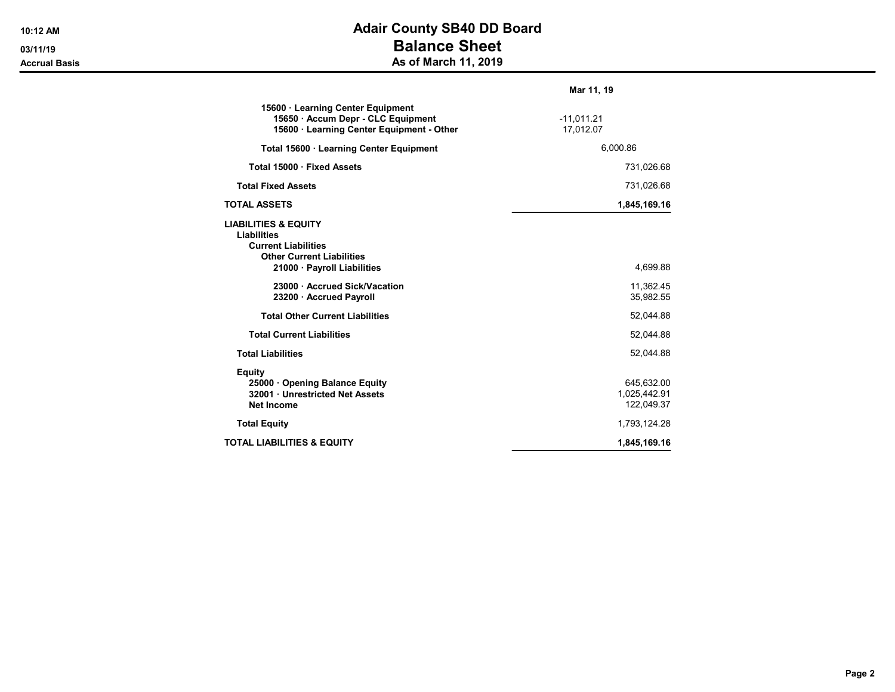# Adair County SB40 DD Board
## Balance Sheet
### As of March 11, 2019

10:12 AM
03/11/19
Accrual Basis

| | | Mar 11, 19 |
|---|---|---|
| 15600 · Learning Center Equipment | | |
| 15650 · Accum Depr - CLC Equipment | -11,011.21 | |
| 15600 · Learning Center Equipment - Other | 17,012.07 | |
| Total 15600 · Learning Center Equipment | 6,000.86 | |
| Total 15000 · Fixed Assets | | 731,026.68 |
| Total Fixed Assets | | 731,026.68 |
| **TOTAL ASSETS** | | **1,845,169.16** |
| **LIABILITIES & EQUITY** | | |
| Liabilities | | |
| Current Liabilities | | |
| Other Current Liabilities | | |
| 21000 · Payroll Liabilities | | 4,699.88 |
| 23000 · Accrued Sick/Vacation | | 11,362.45 |
| 23200 · Accrued Payroll | | 35,982.55 |
| Total Other Current Liabilities | | 52,044.88 |
| Total Current Liabilities | | 52,044.88 |
| Total Liabilities | | 52,044.88 |
| Equity | | |
| 25000 · Opening Balance Equity | | 645,632.00 |
| 32001 · Unrestricted Net Assets | | 1,025,442.91 |
| Net Income | | 122,049.37 |
| Total Equity | | 1,793,124.28 |
| **TOTAL LIABILITIES & EQUITY** | | **1,845,169.16** |